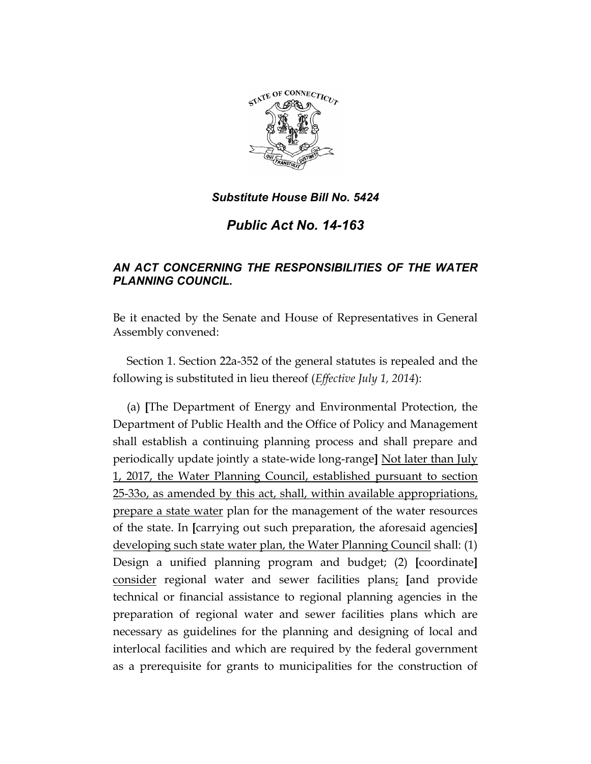*Substitute House Bill No. 5424*

# *Public Act No. 14-163*

## *AN ACT CONCERNING THE RESPONSIBILITIES OF THE WATER PLANNING COUNCIL.*

Be it enacted by the Senate and House of Representatives in General Assembly convened:

Section 1. Section 22a-352 of the general statutes is repealed and the following is substituted in lieu thereof (*Effective July 1, 2014*):

(a) **[**The Department of Energy and Environmental Protection, the Department of Public Health and the Office of Policy and Management shall establish a continuing planning process and shall prepare and periodically update jointly a state-wide long-range**]** <u>Not later than July 1, 2017, the Water Planning Council, established pursuant to section 25-33o, as amended by this act, shall, within available appropriations, prepare a state water</u> plan for the management of the water resources of the state. In **[**carrying out such preparation, the aforesaid agencies**]** <u>developing such state water plan, the Water Planning Council</u> shall: (1) Design a unified planning program and budget; (2) **[**coordinate**]** <u>consider</u> regional water and sewer facilities plans<u>;</u> **[**and provide technical or financial assistance to regional planning agencies in the preparation of regional water and sewer facilities plans which are necessary as guidelines for the planning and designing of local and interlocal facilities and which are required by the federal government as a prerequisite for grants to municipalities for the construction of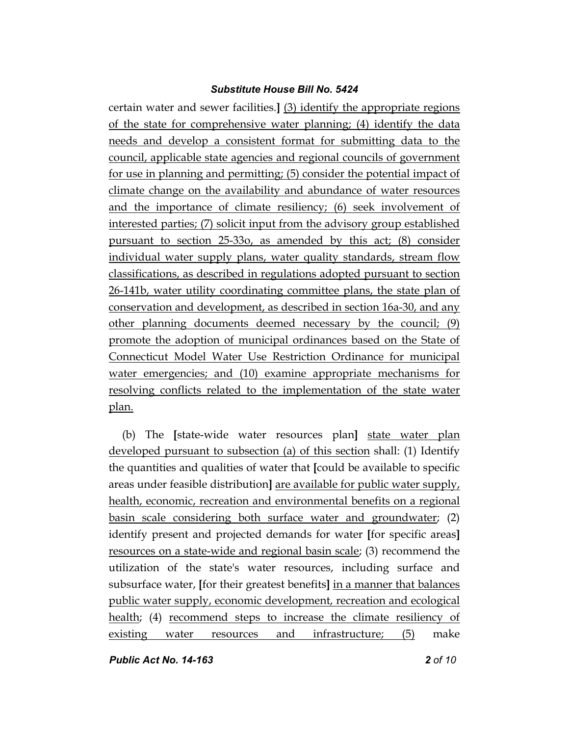certain water and sewer facilities.] (3) identify the appropriate regions of the state for comprehensive water planning; (4) identify the data needs and develop a consistent format for submitting data to the council, applicable state agencies and regional councils of government for use in planning and permitting; (5) consider the potential impact of climate change on the availability and abundance of water resources and the importance of climate resiliency; (6) seek involvement of interested parties; (7) solicit input from the advisory group established pursuant to section 25-33o, as amended by this act; (8) consider individual water supply plans, water quality standards, stream flow classifications, as described in regulations adopted pursuant to section 26-141b, water utility coordinating committee plans, the state plan of conservation and development, as described in section 16a-30, and any other planning documents deemed necessary by the council; (9) promote the adoption of municipal ordinances based on the State of Connecticut Model Water Use Restriction Ordinance for municipal water emergencies; and (10) examine appropriate mechanisms for resolving conflicts related to the implementation of the state water plan.

(b) The **[**state-wide water resources plan**]** state water plan developed pursuant to subsection (a) of this section shall: (1) Identify the quantities and qualities of water that **[**could be available to specific areas under feasible distribution**]** are available for public water supply, health, economic, recreation and environmental benefits on a regional basin scale considering both surface water and groundwater; (2) identify present and projected demands for water **[**for specific areas**]** resources on a state-wide and regional basin scale; (3) recommend the utilization of the state's water resources, including surface and subsurface water, **[**for their greatest benefits**]** in a manner that balances public water supply, economic development, recreation and ecological health; (4) recommend steps to increase the climate resiliency of existing water resources and infrastructure; (5) make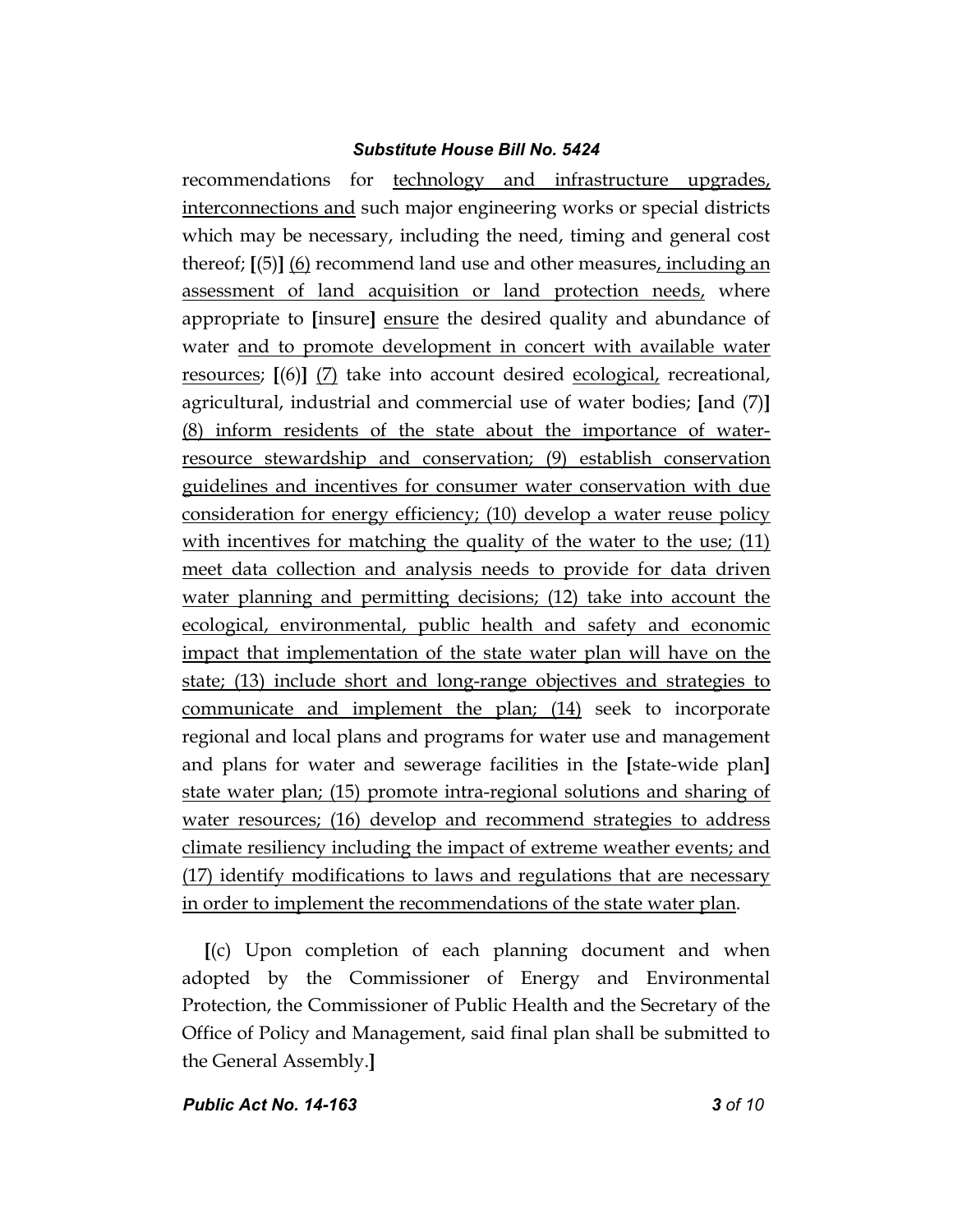recommendations for technology and infrastructure upgrades, interconnections and such major engineering works or special districts which may be necessary, including the need, timing and general cost thereof; **[**(5)**]** (6) recommend land use and other measures, including an assessment of land acquisition or land protection needs, where appropriate to **[**insure**]** ensure the desired quality and abundance of water and to promote development in concert with available water resources; **[**(6)**]** (7) take into account desired ecological, recreational, agricultural, industrial and commercial use of water bodies; **[**and (7)**]** (8) inform residents of the state about the importance of water-resource stewardship and conservation; (9) establish conservation guidelines and incentives for consumer water conservation with due consideration for energy efficiency; (10) develop a water reuse policy with incentives for matching the quality of the water to the use; (11) meet data collection and analysis needs to provide for data driven water planning and permitting decisions; (12) take into account the ecological, environmental, public health and safety and economic impact that implementation of the state water plan will have on the state; (13) include short and long-range objectives and strategies to communicate and implement the plan; (14) seek to incorporate regional and local plans and programs for water use and management and plans for water and sewerage facilities in the **[**state-wide plan**]** state water plan; (15) promote intra-regional solutions and sharing of water resources; (16) develop and recommend strategies to address climate resiliency including the impact of extreme weather events; and (17) identify modifications to laws and regulations that are necessary in order to implement the recommendations of the state water plan.

**[**(c) Upon completion of each planning document and when adopted by the Commissioner of Energy and Environmental Protection, the Commissioner of Public Health and the Secretary of the Office of Policy and Management, said final plan shall be submitted to the General Assembly.**]**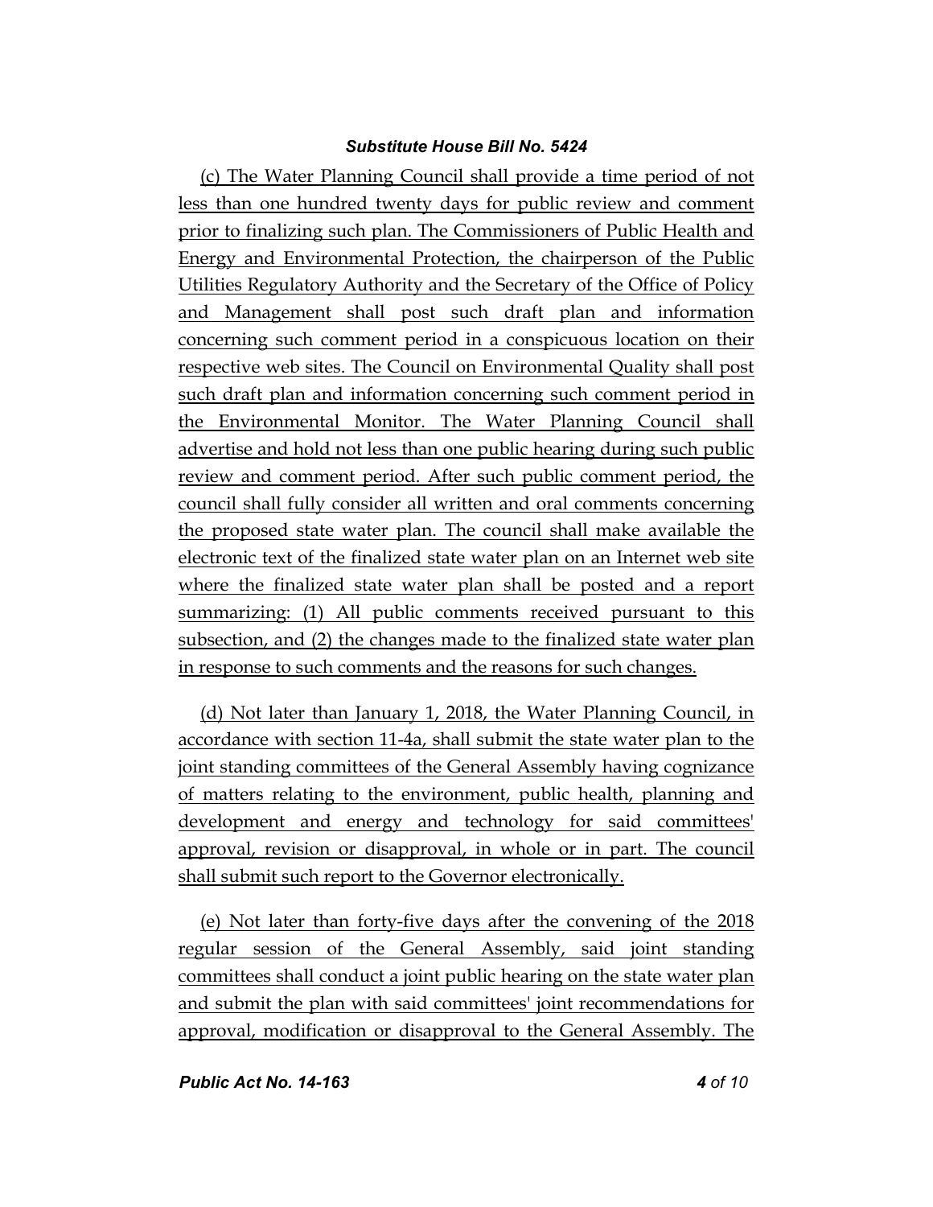(c) The Water Planning Council shall provide a time period of not less than one hundred twenty days for public review and comment prior to finalizing such plan. The Commissioners of Public Health and Energy and Environmental Protection, the chairperson of the Public Utilities Regulatory Authority and the Secretary of the Office of Policy and Management shall post such draft plan and information concerning such comment period in a conspicuous location on their respective web sites. The Council on Environmental Quality shall post such draft plan and information concerning such comment period in the Environmental Monitor. The Water Planning Council shall advertise and hold not less than one public hearing during such public review and comment period. After such public comment period, the council shall fully consider all written and oral comments concerning the proposed state water plan. The council shall make available the electronic text of the finalized state water plan on an Internet web site where the finalized state water plan shall be posted and a report summarizing: (1) All public comments received pursuant to this subsection, and (2) the changes made to the finalized state water plan in response to such comments and the reasons for such changes.

(d) Not later than January 1, 2018, the Water Planning Council, in accordance with section 11-4a, shall submit the state water plan to the joint standing committees of the General Assembly having cognizance of matters relating to the environment, public health, planning and development and energy and technology for said committees' approval, revision or disapproval, in whole or in part. The council shall submit such report to the Governor electronically.

(e) Not later than forty-five days after the convening of the 2018 regular session of the General Assembly, said joint standing committees shall conduct a joint public hearing on the state water plan and submit the plan with said committees' joint recommendations for approval, modification or disapproval to the General Assembly. The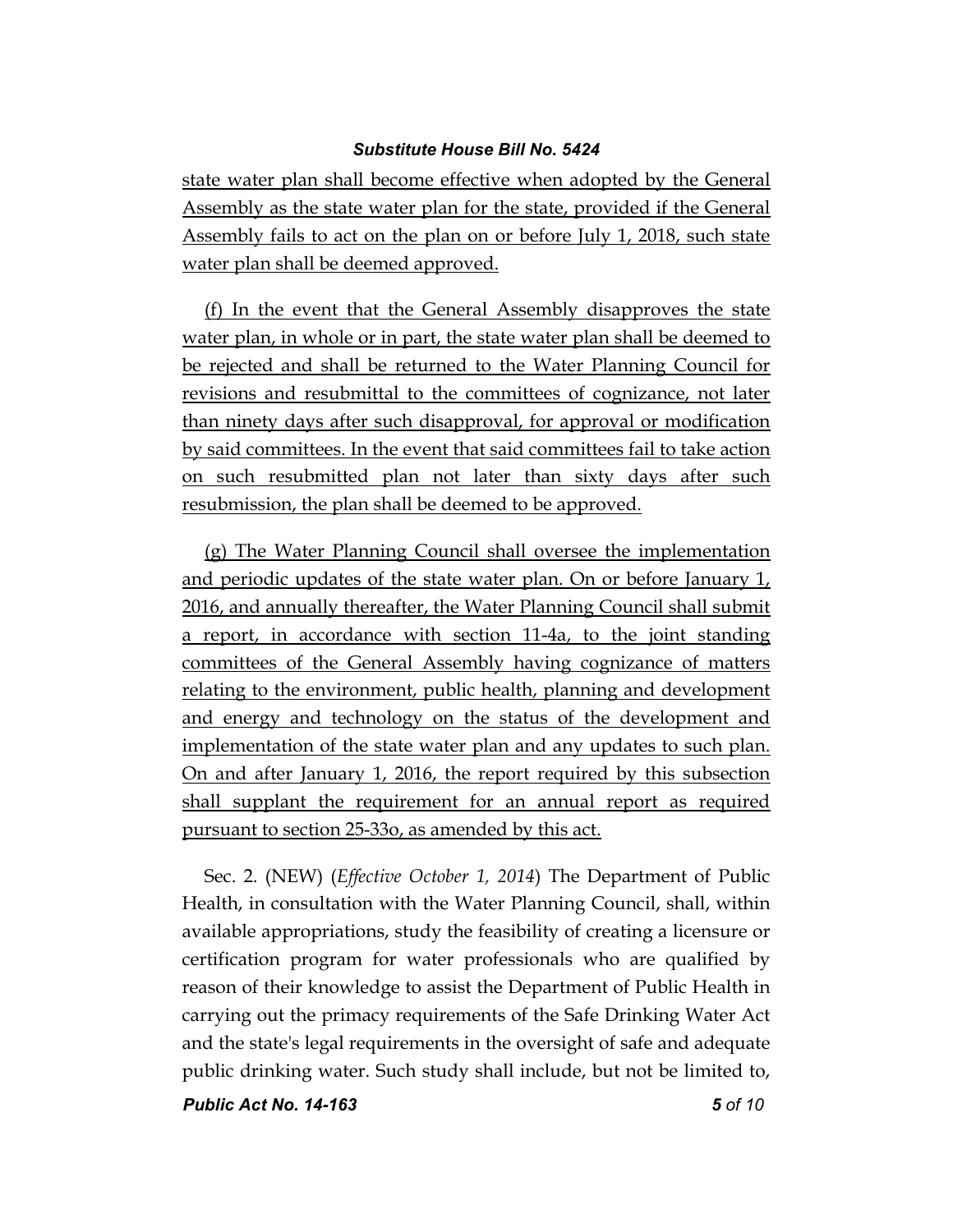state water plan shall become effective when adopted by the General Assembly as the state water plan for the state, provided if the General Assembly fails to act on the plan on or before July 1, 2018, such state water plan shall be deemed approved.

(f) In the event that the General Assembly disapproves the state water plan, in whole or in part, the state water plan shall be deemed to be rejected and shall be returned to the Water Planning Council for revisions and resubmittal to the committees of cognizance, not later than ninety days after such disapproval, for approval or modification by said committees. In the event that said committees fail to take action on such resubmitted plan not later than sixty days after such resubmission, the plan shall be deemed to be approved.

(g) The Water Planning Council shall oversee the implementation and periodic updates of the state water plan. On or before January 1, 2016, and annually thereafter, the Water Planning Council shall submit a report, in accordance with section 11-4a, to the joint standing committees of the General Assembly having cognizance of matters relating to the environment, public health, planning and development and energy and technology on the status of the development and implementation of the state water plan and any updates to such plan. On and after January 1, 2016, the report required by this subsection shall supplant the requirement for an annual report as required pursuant to section 25-33o, as amended by this act.

Sec. 2. (NEW) (*Effective October 1, 2014*) The Department of Public Health, in consultation with the Water Planning Council, shall, within available appropriations, study the feasibility of creating a licensure or certification program for water professionals who are qualified by reason of their knowledge to assist the Department of Public Health in carrying out the primacy requirements of the Safe Drinking Water Act and the state's legal requirements in the oversight of safe and adequate public drinking water. Such study shall include, but not be limited to,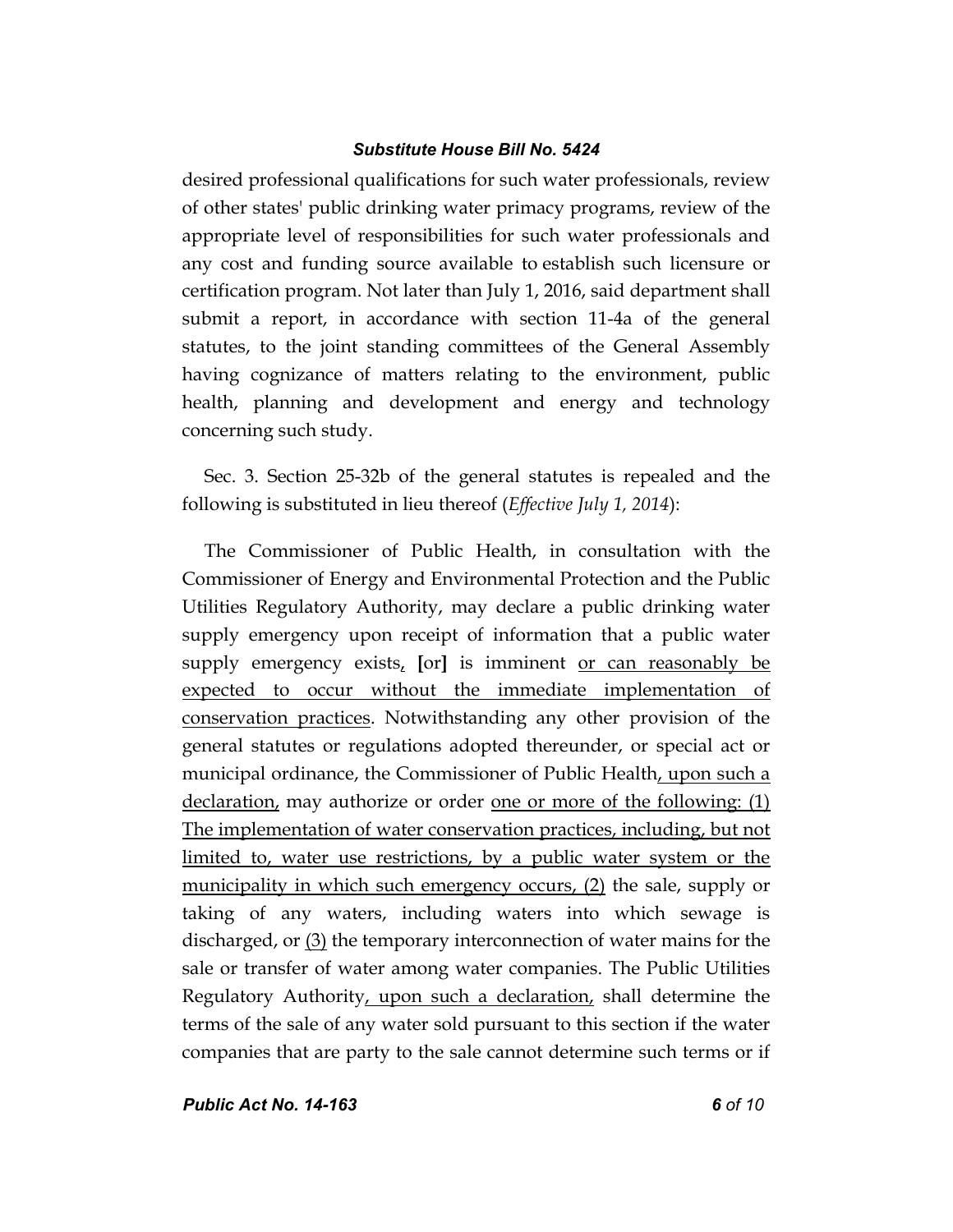desired professional qualifications for such water professionals, review of other states' public drinking water primacy programs, review of the appropriate level of responsibilities for such water professionals and any cost and funding source available to establish such licensure or certification program. Not later than July 1, 2016, said department shall submit a report, in accordance with section 11-4a of the general statutes, to the joint standing committees of the General Assembly having cognizance of matters relating to the environment, public health, planning and development and energy and technology concerning such study.

Sec. 3. Section 25-32b of the general statutes is repealed and the following is substituted in lieu thereof (*Effective July 1, 2014*):

The Commissioner of Public Health, in consultation with the Commissioner of Energy and Environmental Protection and the Public Utilities Regulatory Authority, may declare a public drinking water supply emergency upon receipt of information that a public water supply emergency exists, **[**or**]** is imminent or can reasonably be expected to occur without the immediate implementation of conservation practices. Notwithstanding any other provision of the general statutes or regulations adopted thereunder, or special act or municipal ordinance, the Commissioner of Public Health, upon such a declaration, may authorize or order one or more of the following: (1) The implementation of water conservation practices, including, but not limited to, water use restrictions, by a public water system or the municipality in which such emergency occurs, (2) the sale, supply or taking of any waters, including waters into which sewage is discharged, or (3) the temporary interconnection of water mains for the sale or transfer of water among water companies. The Public Utilities Regulatory Authority, upon such a declaration, shall determine the terms of the sale of any water sold pursuant to this section if the water companies that are party to the sale cannot determine such terms or if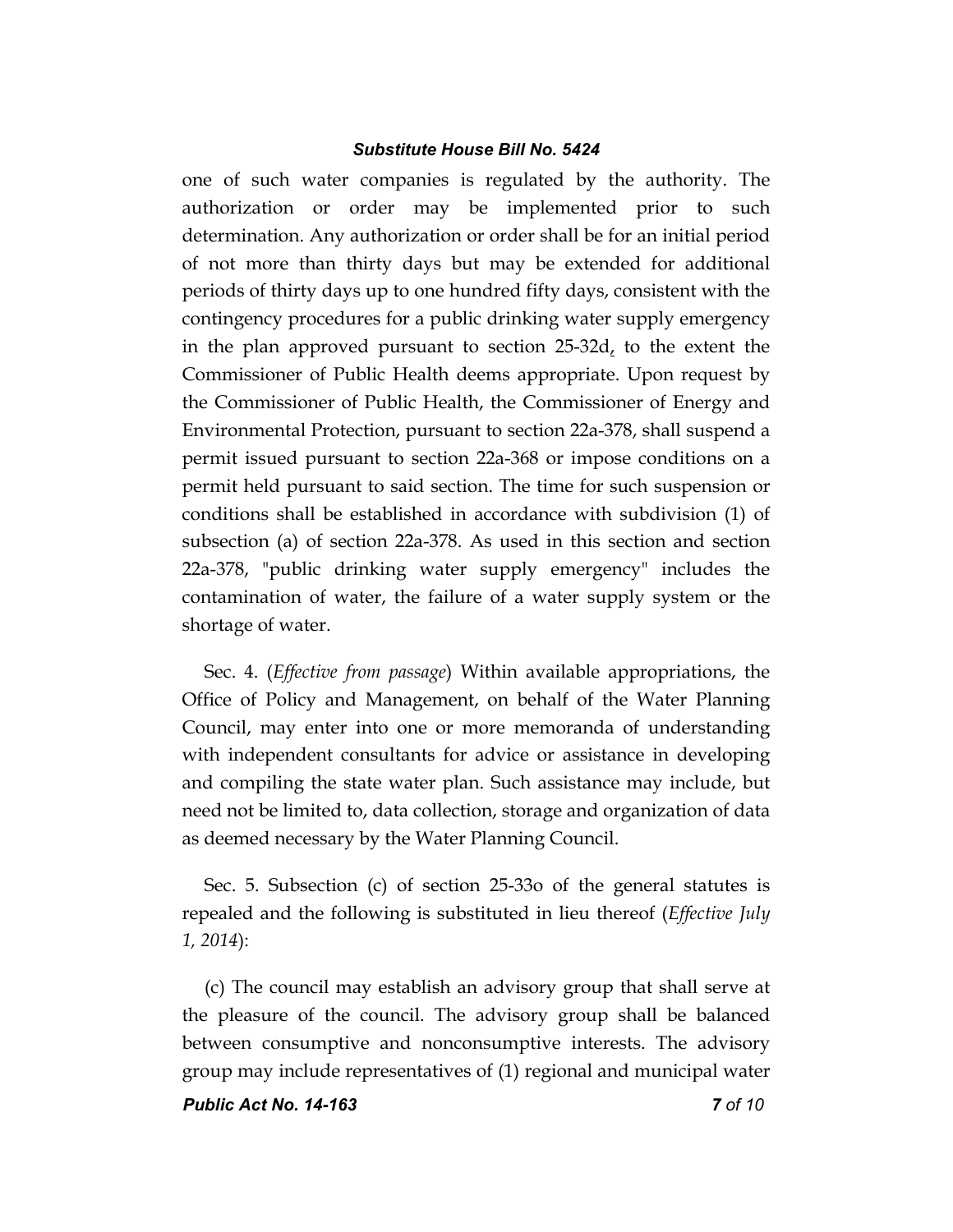one of such water companies is regulated by the authority. The authorization or order may be implemented prior to such determination. Any authorization or order shall be for an initial period of not more than thirty days but may be extended for additional periods of thirty days up to one hundred fifty days, consistent with the contingency procedures for a public drinking water supply emergency in the plan approved pursuant to section 25-32d, to the extent the Commissioner of Public Health deems appropriate. Upon request by the Commissioner of Public Health, the Commissioner of Energy and Environmental Protection, pursuant to section 22a-378, shall suspend a permit issued pursuant to section 22a-368 or impose conditions on a permit held pursuant to said section. The time for such suspension or conditions shall be established in accordance with subdivision (1) of subsection (a) of section 22a-378. As used in this section and section 22a-378, "public drinking water supply emergency" includes the contamination of water, the failure of a water supply system or the shortage of water.

Sec. 4. (*Effective from passage*) Within available appropriations, the Office of Policy and Management, on behalf of the Water Planning Council, may enter into one or more memoranda of understanding with independent consultants for advice or assistance in developing and compiling the state water plan. Such assistance may include, but need not be limited to, data collection, storage and organization of data as deemed necessary by the Water Planning Council.

Sec. 5. Subsection (c) of section 25-33o of the general statutes is repealed and the following is substituted in lieu thereof (*Effective July 1, 2014*):

(c) The council may establish an advisory group that shall serve at the pleasure of the council. The advisory group shall be balanced between consumptive and nonconsumptive interests. The advisory group may include representatives of (1) regional and municipal water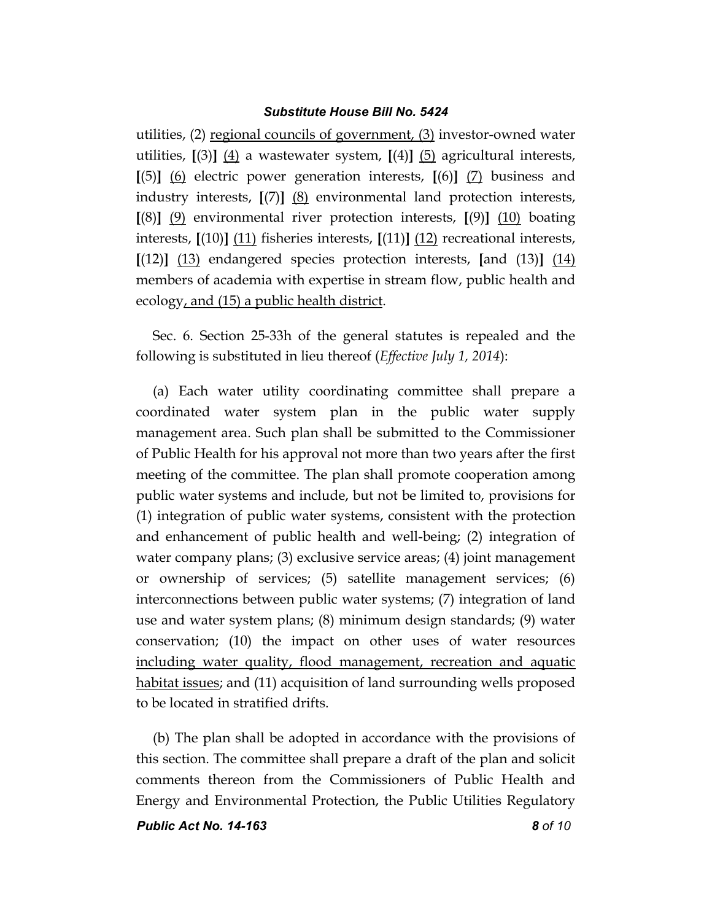utilities, (2) <u>regional councils of government, (3)</u> investor-owned water utilities, **[**(3)**]** <u>(4)</u> a wastewater system, **[**(4)**]** <u>(5)</u> agricultural interests, **[**(5)**]** <u>(6)</u> electric power generation interests, **[**(6)**]** <u>(7)</u> business and industry interests, **[**(7)**]** <u>(8)</u> environmental land protection interests, **[**(8)**]** <u>(9)</u> environmental river protection interests, **[**(9)**]** <u>(10)</u> boating interests, **[**(10)**]** <u>(11)</u> fisheries interests, **[**(11)**]** <u>(12)</u> recreational interests, **[**(12)**]** <u>(13)</u> endangered species protection interests, **[**and (13)**]** <u>(14)</u> members of academia with expertise in stream flow, public health and ecology<u>, and (15) a public health district</u>.

Sec. 6. Section 25-33h of the general statutes is repealed and the following is substituted in lieu thereof (*Effective July 1, 2014*):

(a) Each water utility coordinating committee shall prepare a coordinated water system plan in the public water supply management area. Such plan shall be submitted to the Commissioner of Public Health for his approval not more than two years after the first meeting of the committee. The plan shall promote cooperation among public water systems and include, but not be limited to, provisions for (1) integration of public water systems, consistent with the protection and enhancement of public health and well-being; (2) integration of water company plans; (3) exclusive service areas; (4) joint management or ownership of services; (5) satellite management services; (6) interconnections between public water systems; (7) integration of land use and water system plans; (8) minimum design standards; (9) water conservation; (10) the impact on other uses of water resources <u>including water quality, flood management, recreation and aquatic habitat issues</u>; and (11) acquisition of land surrounding wells proposed to be located in stratified drifts.

(b) The plan shall be adopted in accordance with the provisions of this section. The committee shall prepare a draft of the plan and solicit comments thereon from the Commissioners of Public Health and Energy and Environmental Protection, the Public Utilities Regulatory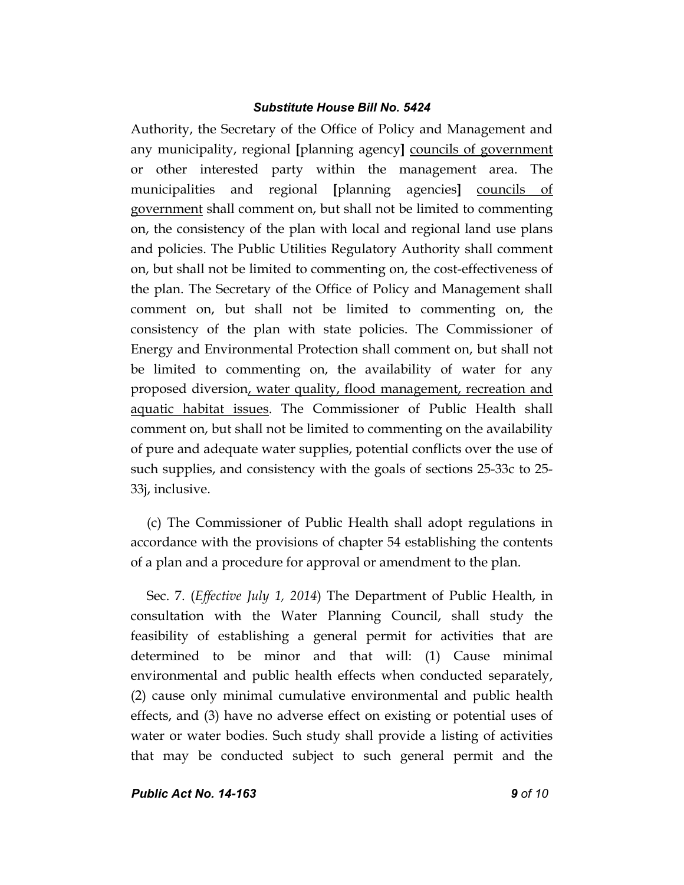Authority, the Secretary of the Office of Policy and Management and any municipality, regional [planning agency] <u>councils of government</u> or other interested party within the management area. The municipalities and regional [planning agencies] <u>councils of government</u> shall comment on, but shall not be limited to commenting on, the consistency of the plan with local and regional land use plans and policies. The Public Utilities Regulatory Authority shall comment on, but shall not be limited to commenting on, the cost-effectiveness of the plan. The Secretary of the Office of Policy and Management shall comment on, but shall not be limited to commenting on, the consistency of the plan with state policies. The Commissioner of Energy and Environmental Protection shall comment on, but shall not be limited to commenting on, the availability of water for any proposed diversion<u>, water quality, flood management, recreation and aquatic habitat issues</u>. The Commissioner of Public Health shall comment on, but shall not be limited to commenting on the availability of pure and adequate water supplies, potential conflicts over the use of such supplies, and consistency with the goals of sections 25-33c to 25-33j, inclusive.

(c) The Commissioner of Public Health shall adopt regulations in accordance with the provisions of chapter 54 establishing the contents of a plan and a procedure for approval or amendment to the plan.

Sec. 7. (*Effective July 1, 2014*) The Department of Public Health, in consultation with the Water Planning Council, shall study the feasibility of establishing a general permit for activities that are determined to be minor and that will: (1) Cause minimal environmental and public health effects when conducted separately, (2) cause only minimal cumulative environmental and public health effects, and (3) have no adverse effect on existing or potential uses of water or water bodies. Such study shall provide a listing of activities that may be conducted subject to such general permit and the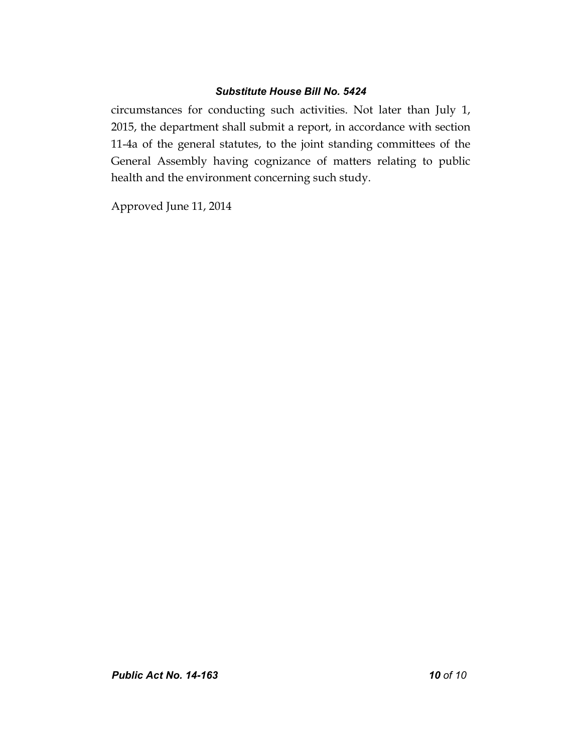circumstances for conducting such activities. Not later than July 1, 2015, the department shall submit a report, in accordance with section 11-4a of the general statutes, to the joint standing committees of the General Assembly having cognizance of matters relating to public health and the environment concerning such study.

Approved June 11, 2014